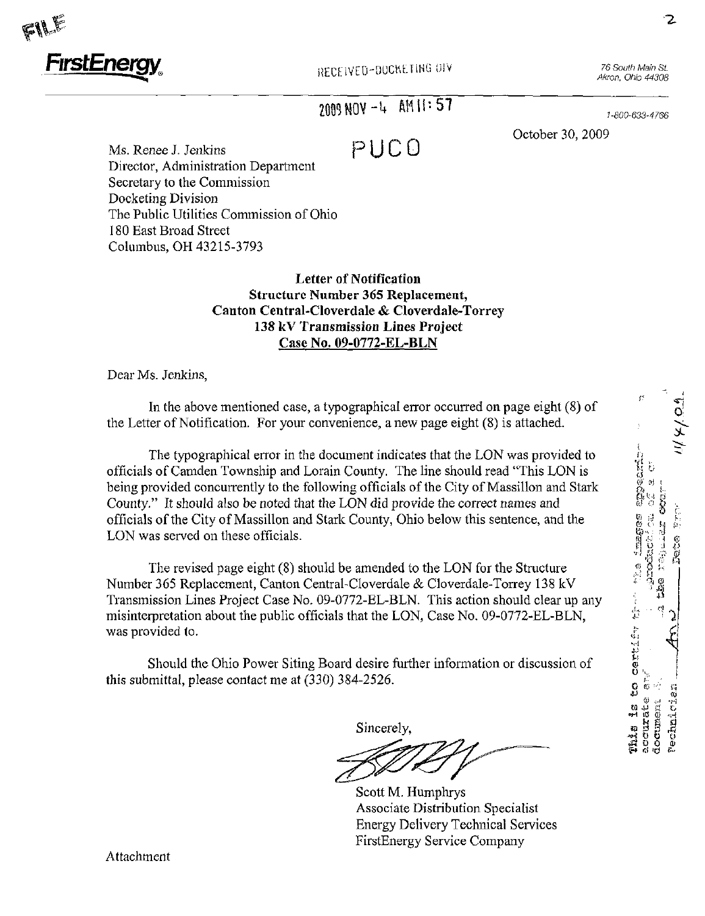FILE

**FirstEnergy**

RECEIVED-DOCKETING DIV

76 South Main St.
Akron, Ohio 44308

2009 NOV -4 AM 11: 57

1-800-633-4766

PUCO

October 30, 2009

Ms. Renee J. Jenkins
Director, Administration Department
Secretary to the Commission
Docketing Division
The Public Utilities Commission of Ohio
180 East Broad Street
Columbus, OH 43215-3793

**Letter of Notification**
**Structure Number 365 Replacement,**
**Canton Central-Cloverdale & Cloverdale-Torrey**
**138 kV Transmission Lines Project**
**Case No. 09-0772-EL-BLN**

Dear Ms. Jenkins,

In the above mentioned case, a typographical error occurred on page eight (8) of the Letter of Notification. For your convenience, a new page eight (8) is attached.

The typographical error in the document indicates that the LON was provided to officials of Camden Township and Lorain County. The line should read "This LON is being provided concurrently to the following officials of the City of Massillon and Stark County." It should also be noted that the LON did provide the correct names and officials of the City of Massillon and Stark County, Ohio below this sentence, and the LON was served on these officials.

The revised page eight (8) should be amended to the LON for the Structure Number 365 Replacement, Canton Central-Cloverdale & Cloverdale-Torrey 138 kV Transmission Lines Project Case No. 09-0772-EL-BLN. This action should clear up any misinterpretation about the public officials that the LON, Case No. 09-0772-EL-BLN, was provided to.

Should the Ohio Power Siting Board desire further information or discussion of this submittal, please contact me at (330) 384-2526.

Sincerely,

Scott M. Humphrys
Associate Distribution Specialist
Energy Delivery Technical Services
FirstEnergy Service Company

Attachment

This is to certify that the images appearing are an accurate and complete reproduction of a case file document delivered in the regular course of business.
Technician ___ Date Processed 11/4/09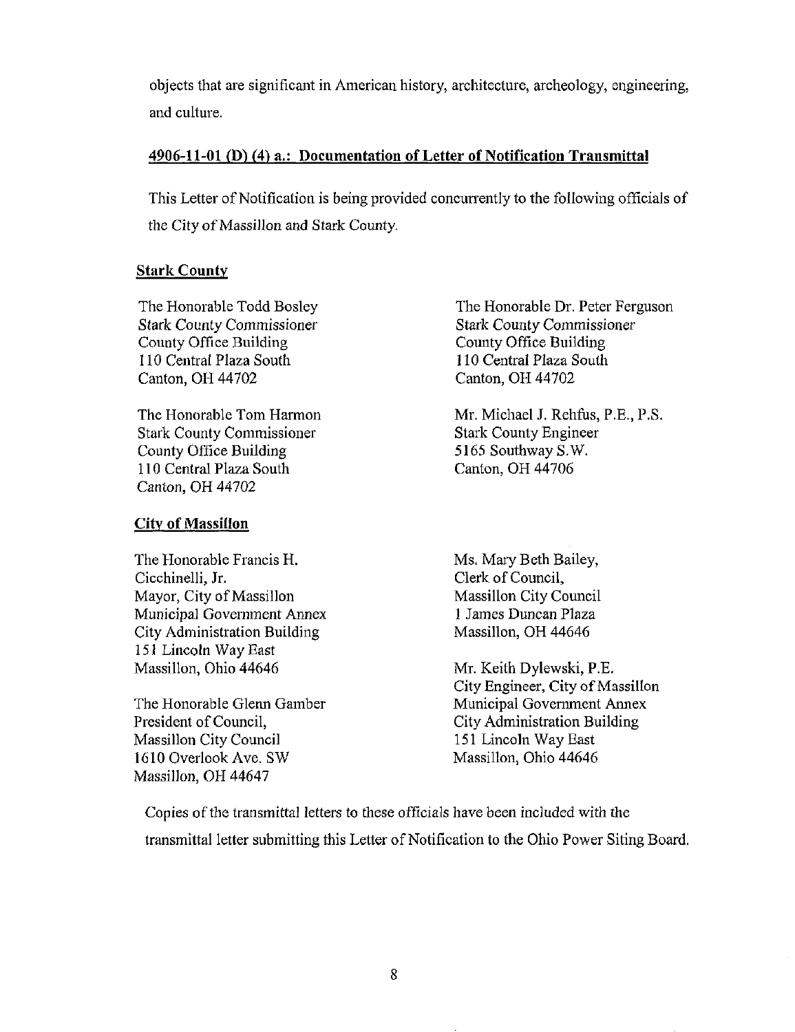objects that are significant in American history, architecture, archeology, engineering, and culture.

**4906-11-01 (D) (4) a.: Documentation of Letter of Notification Transmittal**

This Letter of Notification is being provided concurrently to the following officials of the City of Massillon and Stark County.

**Stark County**

The Honorable Todd Bosley
Stark County Commissioner
County Office Building
110 Central Plaza South
Canton, OH 44702

The Honorable Tom Harmon
Stark County Commissioner
County Office Building
110 Central Plaza South
Canton, OH 44702

The Honorable Dr. Peter Ferguson
Stark County Commissioner
County Office Building
110 Central Plaza South
Canton, OH 44702

Mr. Michael J. Rehfus, P.E., P.S.
Stark County Engineer
5165 Southway S.W.
Canton, OH 44706

**City of Massillon**

The Honorable Francis H. Cicchinelli, Jr.
Mayor, City of Massillon
Municipal Government Annex
City Administration Building
151 Lincoln Way East
Massillon, Ohio 44646

The Honorable Glenn Gamber
President of Council,
Massillon City Council
1610 Overlook Ave. SW
Massillon, OH 44647

Ms. Mary Beth Bailey,
Clerk of Council,
Massillon City Council
1 James Duncan Plaza
Massillon, OH 44646

Mr. Keith Dylewski, P.E.
City Engineer, City of Massillon
Municipal Government Annex
City Administration Building
151 Lincoln Way East
Massillon, Ohio 44646

Copies of the transmittal letters to these officials have been included with the transmittal letter submitting this Letter of Notification to the Ohio Power Siting Board.